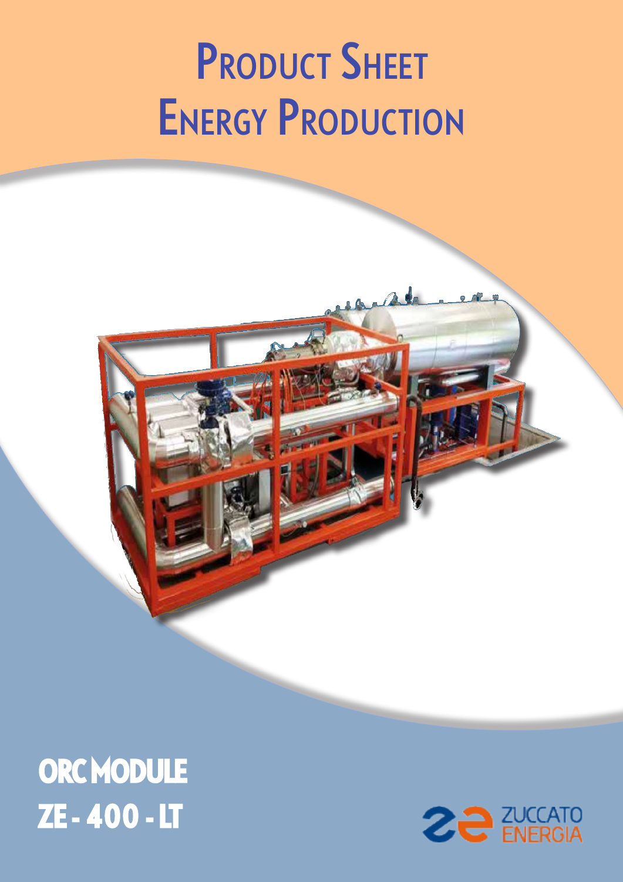# Product Sheet
# Energy Production

## ORC MODULE
## ZE - 400 - LT

ZUCCATO ENERGIA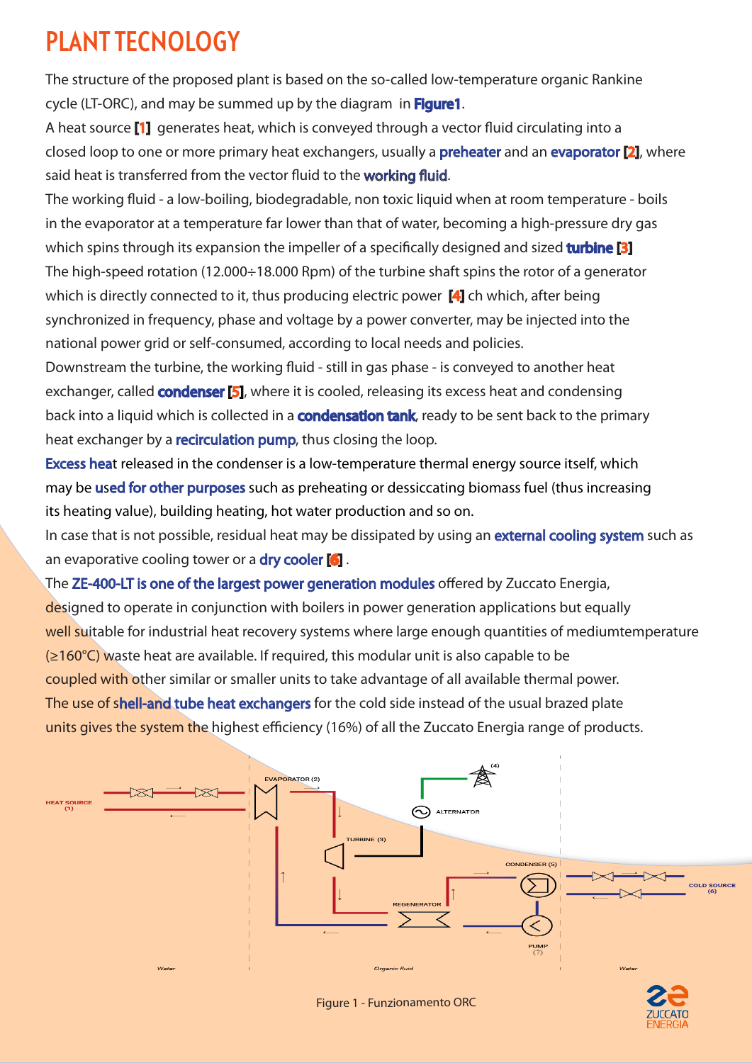# PLANT TECNOLOGY

The structure of the proposed plant is based on the so-called low-temperature organic Rankine cycle (LT-ORC), and may be summed up by the diagram in **Figure1**.

A heat source **[1]** generates heat, which is conveyed through a vector fluid circulating into a closed loop to one or more primary heat exchangers, usually a preheater and an evaporator **[2]**, where said heat is transferred from the vector fluid to the working fluid.

The working fluid - a low-boiling, biodegradable, non toxic liquid when at room temperature - boils in the evaporator at a temperature far lower than that of water, becoming a high-pressure dry gas which spins through its expansion the impeller of a specifically designed and sized **turbine [3]**

The high-speed rotation (12.000÷18.000 Rpm) of the turbine shaft spins the rotor of a generator which is directly connected to it, thus producing electric power **[4]** ch which, after being synchronized in frequency, phase and voltage by a power converter, may be injected into the national power grid or self-consumed, according to local needs and policies.

Downstream the turbine, the working fluid - still in gas phase - is conveyed to another heat exchanger, called **condenser [5]**, where it is cooled, releasing its excess heat and condensing back into a liquid which is collected in a **condensation tank**, ready to be sent back to the primary heat exchanger by a recirculation pump, thus closing the loop.

Excess heat released in the condenser is a low-temperature thermal energy source itself, which may be used for other purposes such as preheating or dessiccating biomass fuel (thus increasing its heating value), building heating, hot water production and so on.

In case that is not possible, residual heat may be dissipated by using an external cooling system such as an evaporative cooling tower or a dry cooler **[6]** .

The ZE-400-LT is one of the largest power generation modules offered by Zuccato Energia, designed to operate in conjunction with boilers in power generation applications but equally well suitable for industrial heat recovery systems where large enough quantities of mediumtemperature (≥160°C) waste heat are available. If required, this modular unit is also capable to be coupled with other similar or smaller units to take advantage of all available thermal power.

The use of shell-and tube heat exchangers for the cold side instead of the usual brazed plate units gives the system the highest efficiency (16%) of all the Zuccato Energia range of products.

HEAT SOURCE (1) — EVAPORATOR (2) — TURBINE (3) — ALTERNATOR — (4) — CONDENSER (5) — COLD SOURCE (6) — REGENERATOR — PUMP (7)

Water — Organic fluid — Water

Figure 1 - Funzionamento ORC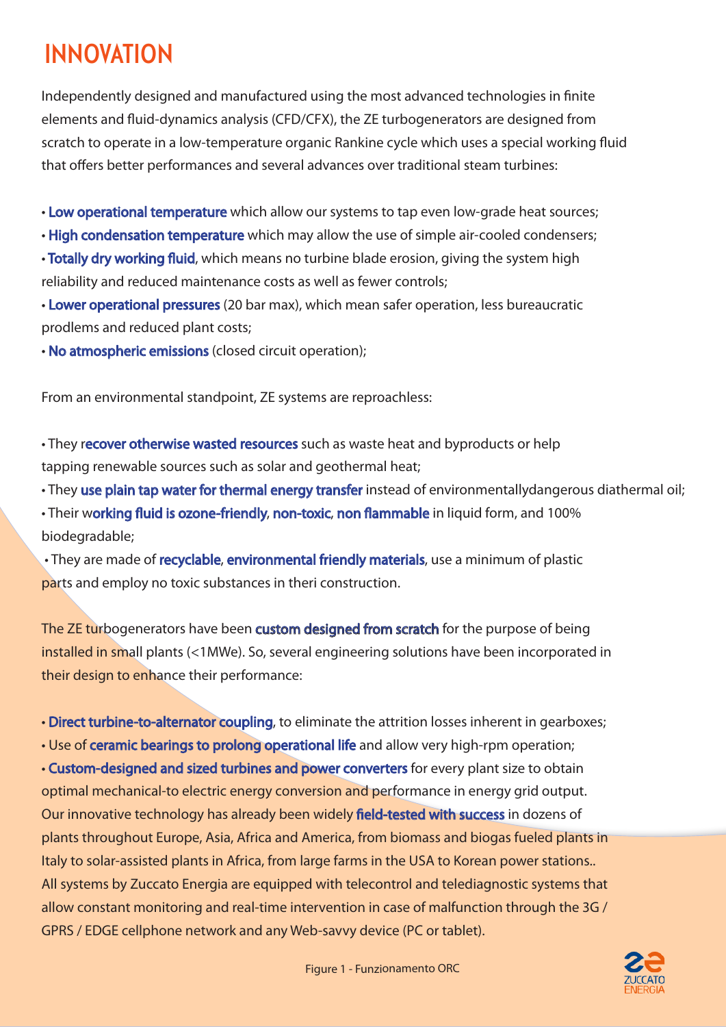# INNOVATION

Independently designed and manufactured using the most advanced technologies in finite elements and fluid-dynamics analysis (CFD/CFX), the ZE turbogenerators are designed from scratch to operate in a low-temperature organic Rankine cycle which uses a special working fluid that offers better performances and several advances over traditional steam turbines:

- **Low operational temperature** which allow our systems to tap even low-grade heat sources;
- **High condensation temperature** which may allow the use of simple air-cooled condensers;
- **Totally dry working fluid**, which means no turbine blade erosion, giving the system high reliability and reduced maintenance costs as well as fewer controls;
- **Lower operational pressures** (20 bar max), which mean safer operation, less bureaucratic prodlems and reduced plant costs;
- **No atmospheric emissions** (closed circuit operation);

From an environmental standpoint, ZE systems are reproachless:

- They r**ecover otherwise wasted resources** such as waste heat and byproducts or help tapping renewable sources such as solar and geothermal heat;
- They **use plain tap water for thermal energy transfer** instead of environmentallydangerous diathermal oil;
- Their w**orking fluid is ozone-friendly, non-toxic, non flammable** in liquid form, and 100% biodegradable;
- They are made of **recyclable, environmental friendly materials**, use a minimum of plastic parts and employ no toxic substances in theri construction.

The ZE turbogenerators have been **custom designed from scratch** for the purpose of being installed in small plants (<1MWe). So, several engineering solutions have been incorporated in their design to enhance their performance:

- **Direct turbine-to-alternator coupling**, to eliminate the attrition losses inherent in gearboxes;
- Use of **ceramic bearings to prolong operational life** and allow very high-rpm operation;
- **Custom-designed and sized turbines and power converters** for every plant size to obtain optimal mechanical-to electric energy conversion and performance in energy grid output.

Our innovative technology has already been widely **field-tested with success** in dozens of plants throughout Europe, Asia, Africa and America, from biomass and biogas fueled plants in Italy to solar-assisted plants in Africa, from large farms in the USA to Korean power stations..

All systems by Zuccato Energia are equipped with telecontrol and telediagnostic systems that allow constant monitoring and real-time intervention in case of malfunction through the 3G / GPRS / EDGE cellphone network and any Web-savvy device (PC or tablet).

Figure 1 - Funzionamento ORC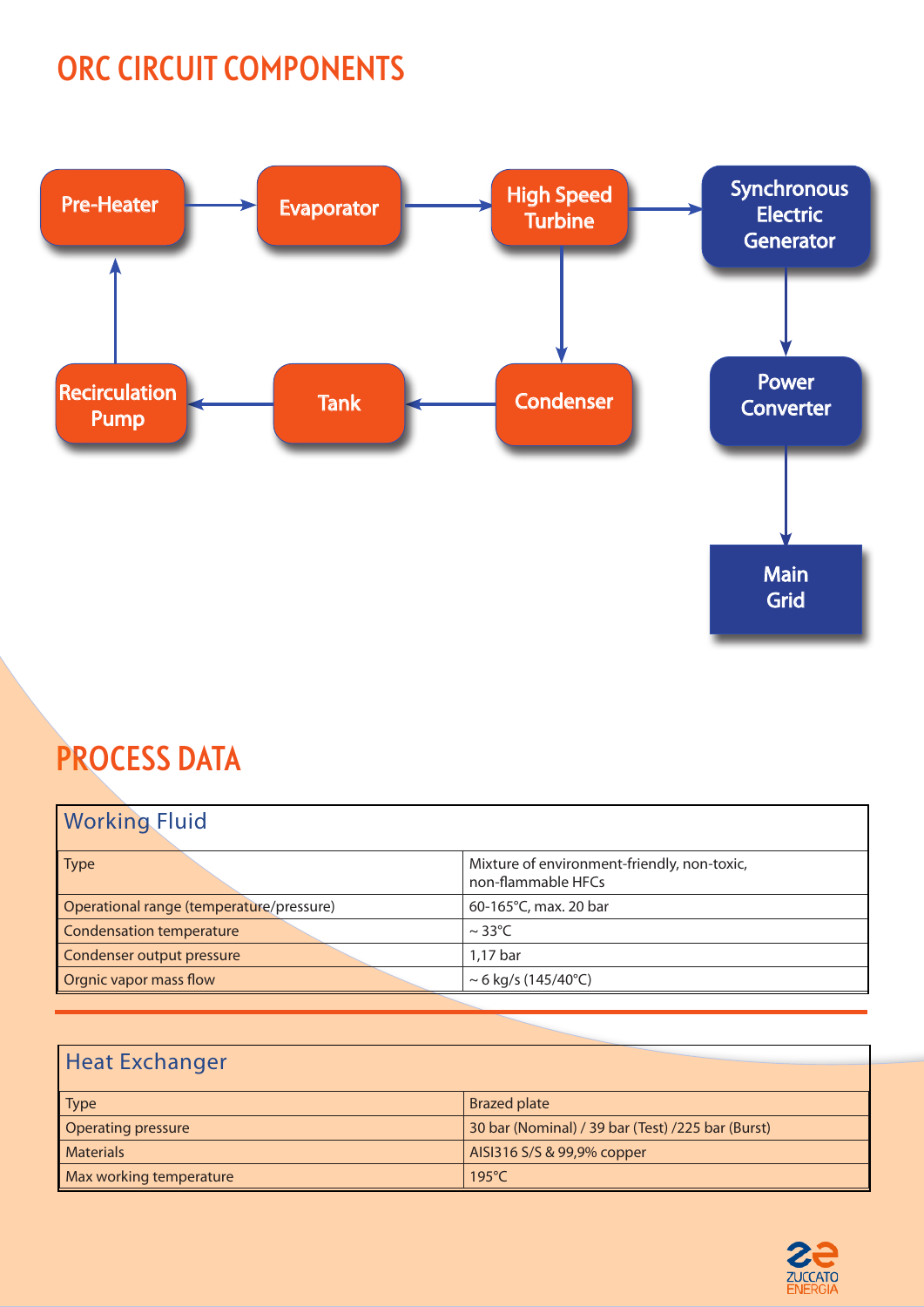# ORC CIRCUIT COMPONENTS

Pre-Heater → Evaporator → High Speed Turbine → Synchronous Electric Generator → Power Converter → Main Grid

High Speed Turbine → Condenser → Tank → Recirculation Pump → Pre-Heater

# PROCESS DATA

| Working Fluid | |
|---|---|
| Type | Mixture of environment-friendly, non-toxic, non-flammable HFCs |
| Operational range (temperature/pressure) | 60-165°C, max. 20 bar |
| Condensation temperature | ~ 33°C |
| Condenser output pressure | 1,17 bar |
| Orgnic vapor mass flow | ~ 6 kg/s (145/40°C) |

| Heat Exchanger | |
|---|---|
| Type | Brazed plate |
| Operating pressure | 30 bar (Nominal) / 39 bar (Test) /225 bar (Burst) |
| Materials | AISI316 S/S & 99,9% copper |
| Max working temperature | 195°C |

ZUCCATO ENERGIA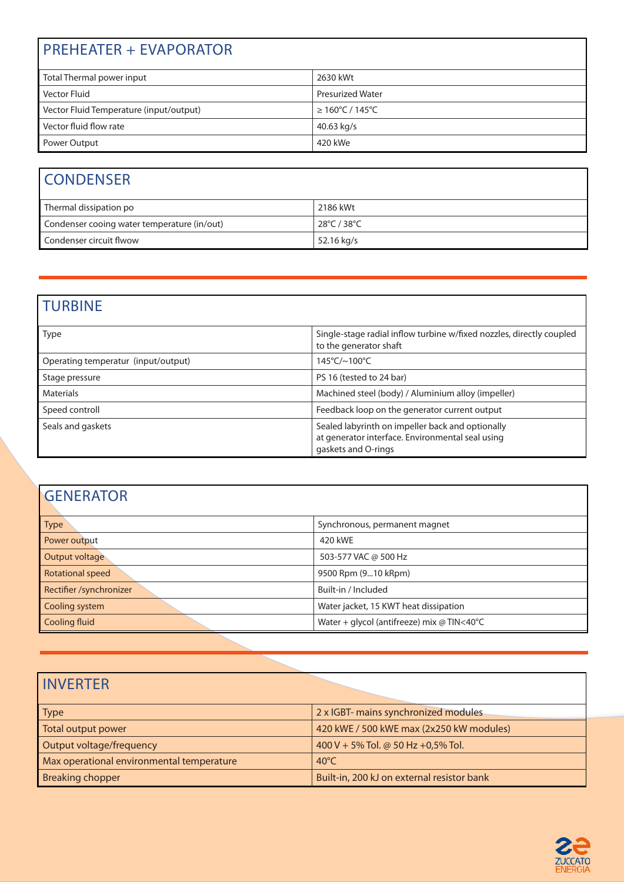## PREHEATER + EVAPORATOR

| | |
|---|---|
| Total Thermal power input | 2630 kWt |
| Vector Fluid | Presurized Water |
| Vector Fluid Temperature (input/output) | ≥ 160°C / 145°C |
| Vector fluid flow rate | 40.63 kg/s |
| Power Output | 420 kWe |

## CONDENSER

| | |
|---|---|
| Thermal dissipation po | 2186 kWt |
| Condenser cooing water temperature (in/out) | 28°C / 38°C |
| Condenser circuit flwow | 52.16 kg/s |

## TURBINE

| | |
|---|---|
| Type | Single-stage radial inflow turbine w/fixed nozzles, directly coupled to the generator shaft |
| Operating temperatur (input/output) | 145°C/~100°C |
| Stage pressure | PS 16 (tested to 24 bar) |
| Materials | Machined steel (body) / Aluminium alloy (impeller) |
| Speed controll | Feedback loop on the generator current output |
| Seals and gaskets | Sealed labyrinth on impeller back and optionally at generator interface. Environmental seal using gaskets and O-rings |

## GENERATOR

| | |
|---|---|
| Type | Synchronous, permanent magnet |
| Power output | 420 kWE |
| Output voltage | 503-577 VAC @ 500 Hz |
| Rotational speed | 9500 Rpm (9...10 kRpm) |
| Rectifier /synchronizer | Built-in / Included |
| Cooling system | Water jacket, 15 KWT heat dissipation |
| Cooling fluid | Water + glycol (antifreeze) mix @ TIN<40°C |

## INVERTER

| | |
|---|---|
| Type | 2 x IGBT- mains synchronized modules |
| Total output power | 420 kWE / 500 kWE max (2x250 kW modules) |
| Output voltage/frequency | 400 V + 5% Tol. @ 50 Hz +0,5% Tol. |
| Max operational environmental temperature | 40°C |
| Breaking chopper | Built-in, 200 kJ on external resistor bank |

ZUCCATO ENERGIA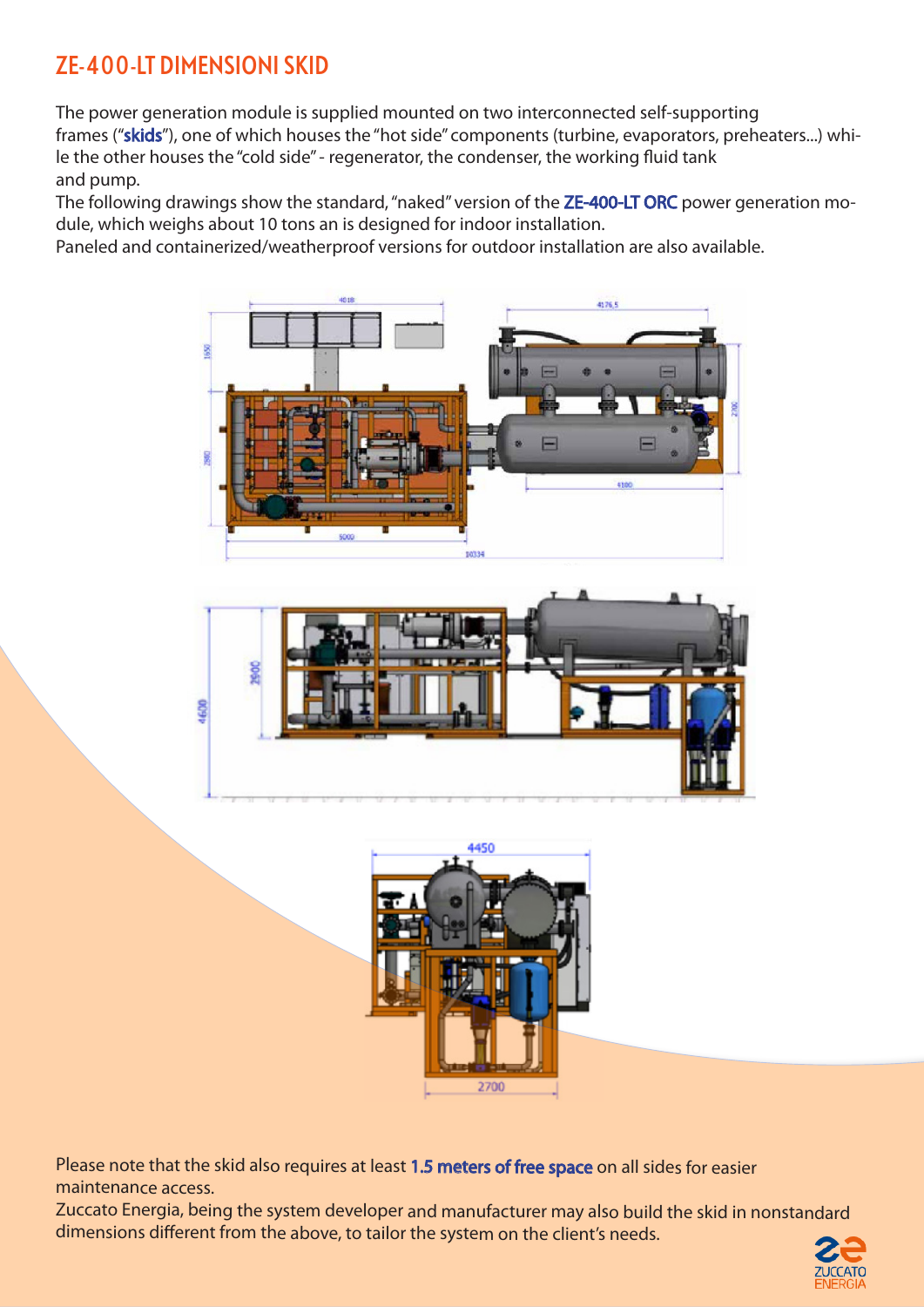## ZE-400-LT DIMENSIONI SKID

The power generation module is supplied mounted on two interconnected self-supporting frames ("**skids**"), one of which houses the "hot side" components (turbine, evaporators, preheaters...) while the other houses the "cold side" - regenerator, the condenser, the working fluid tank and pump.

The following drawings show the standard, "naked" version of the **ZE-400-LT ORC** power generation module, which weighs about 10 tons an is designed for indoor installation.

Paneled and containerized/weatherproof versions for outdoor installation are also available.

4018

4176,5

1650

2700

2880

4100

5000

10334

2900

4600

4450

2700

Please note that the skid also requires at least **1.5 meters of free space** on all sides for easier maintenance access.

Zuccato Energia, being the system developer and manufacturer may also build the skid in nonstandard dimensions different from the above, to tailor the system on the client's needs.

ZUCCATO ENERGIA